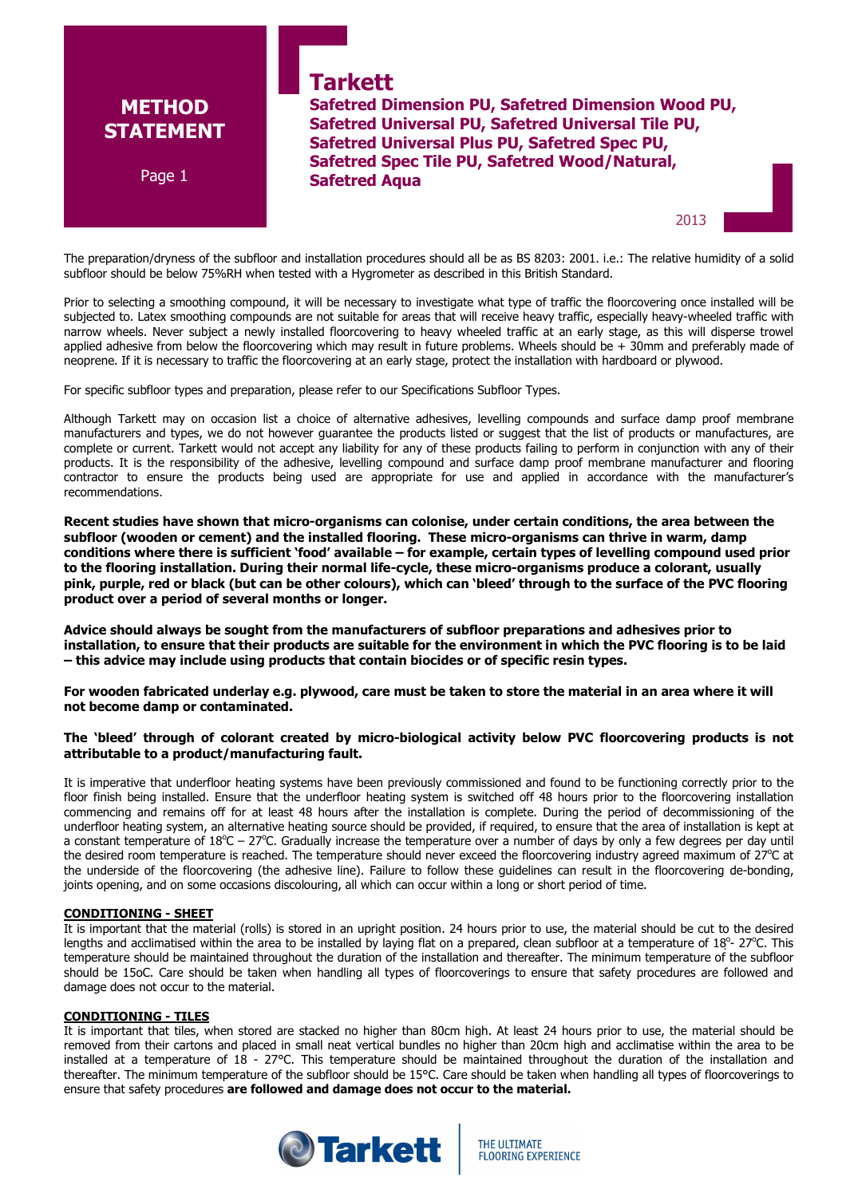# METHOD STATEMENT

# Tarkett

## Safetred Dimension PU, Safetred Dimension Wood PU, Safetred Universal PU, Safetred Universal Tile PU, Safetred Universal Plus PU, Safetred Spec PU, Safetred Spec Tile PU, Safetred Wood/Natural, Safetred Aqua

2013

The preparation/dryness of the subfloor and installation procedures should all be as BS 8203: 2001. i.e.: The relative humidity of a solid subfloor should be below 75%RH when tested with a Hygrometer as described in this British Standard.

Prior to selecting a smoothing compound, it will be necessary to investigate what type of traffic the floorcovering once installed will be subjected to. Latex smoothing compounds are not suitable for areas that will receive heavy traffic, especially heavy-wheeled traffic with narrow wheels. Never subject a newly installed floorcovering to heavy wheeled traffic at an early stage, as this will disperse trowel applied adhesive from below the floorcovering which may result in future problems. Wheels should be + 30mm and preferably made of neoprene. If it is necessary to traffic the floorcovering at an early stage, protect the installation with hardboard or plywood.

For specific subfloor types and preparation, please refer to our Specifications Subfloor Types.

Although Tarkett may on occasion list a choice of alternative adhesives, levelling compounds and surface damp proof membrane manufacturers and types, we do not however guarantee the products listed or suggest that the list of products or manufactures, are complete or current. Tarkett would not accept any liability for any of these products failing to perform in conjunction with any of their products. It is the responsibility of the adhesive, levelling compound and surface damp proof membrane manufacturer and flooring contractor to ensure the products being used are appropriate for use and applied in accordance with the manufacturer's recommendations.

**Recent studies have shown that micro-organisms can colonise, under certain conditions, the area between the subfloor (wooden or cement) and the installed flooring. These micro-organisms can thrive in warm, damp conditions where there is sufficient 'food' available – for example, certain types of levelling compound used prior to the flooring installation. During their normal life-cycle, these micro-organisms produce a colorant, usually pink, purple, red or black (but can be other colours), which can 'bleed' through to the surface of the PVC flooring product over a period of several months or longer.**

**Advice should always be sought from the manufacturers of subfloor preparations and adhesives prior to installation, to ensure that their products are suitable for the environment in which the PVC flooring is to be laid – this advice may include using products that contain biocides or of specific resin types.**

**For wooden fabricated underlay e.g. plywood, care must be taken to store the material in an area where it will not become damp or contaminated.**

**The 'bleed' through of colorant created by micro-biological activity below PVC floorcovering products is not attributable to a product/manufacturing fault.**

It is imperative that underfloor heating systems have been previously commissioned and found to be functioning correctly prior to the floor finish being installed. Ensure that the underfloor heating system is switched off 48 hours prior to the floorcovering installation commencing and remains off for at least 48 hours after the installation is complete. During the period of decommissioning of the underfloor heating system, an alternative heating source should be provided, if required, to ensure that the area of installation is kept at a constant temperature of 18°C – 27°C. Gradually increase the temperature over a number of days by only a few degrees per day until the desired room temperature is reached. The temperature should never exceed the floorcovering industry agreed maximum of 27°C at the underside of the floorcovering (the adhesive line). Failure to follow these guidelines can result in the floorcovering de-bonding, joints opening, and on some occasions discolouring, all which can occur within a long or short period of time.

**CONDITIONING - SHEET**

It is important that the material (rolls) is stored in an upright position. 24 hours prior to use, the material should be cut to the desired lengths and acclimatised within the area to be installed by laying flat on a prepared, clean subfloor at a temperature of 18°- 27°C. This temperature should be maintained throughout the duration of the installation and thereafter. The minimum temperature of the subfloor should be 15oC. Care should be taken when handling all types of floorcoverings to ensure that safety procedures are followed and damage does not occur to the material.

**CONDITIONING - TILES**

It is important that tiles, when stored are stacked no higher than 80cm high. At least 24 hours prior to use, the material should be removed from their cartons and placed in small neat vertical bundles no higher than 20cm high and acclimatise within the area to be installed at a temperature of 18 - 27°C. This temperature should be maintained throughout the duration of the installation and thereafter. The minimum temperature of the subfloor should be 15°C. Care should be taken when handling all types of floorcoverings to ensure that safety procedures **are followed and damage does not occur to the material.**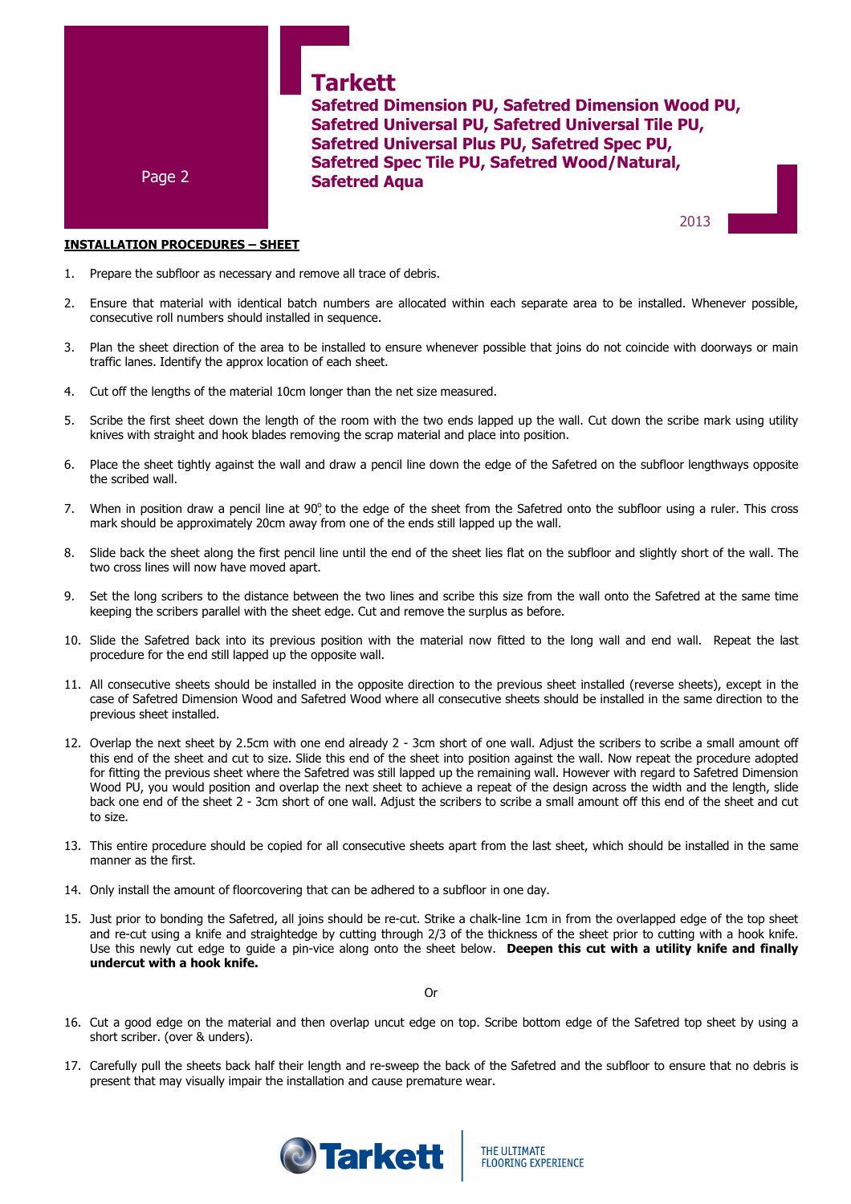**INSTALLATION PROCEDURES – SHEET**

1. Prepare the subfloor as necessary and remove all trace of debris.

2. Ensure that material with identical batch numbers are allocated within each separate area to be installed. Whenever possible, consecutive roll numbers should installed in sequence.

3. Plan the sheet direction of the area to be installed to ensure whenever possible that joins do not coincide with doorways or main traffic lanes. Identify the approx location of each sheet.

4. Cut off the lengths of the material 10cm longer than the net size measured.

5. Scribe the first sheet down the length of the room with the two ends lapped up the wall. Cut down the scribe mark using utility knives with straight and hook blades removing the scrap material and place into position.

6. Place the sheet tightly against the wall and draw a pencil line down the edge of the Safetred on the subfloor lengthways opposite the scribed wall.

7. When in position draw a pencil line at 90° to the edge of the sheet from the Safetred onto the subfloor using a ruler. This cross mark should be approximately 20cm away from one of the ends still lapped up the wall.

8. Slide back the sheet along the first pencil line until the end of the sheet lies flat on the subfloor and slightly short of the wall. The two cross lines will now have moved apart.

9. Set the long scribers to the distance between the two lines and scribe this size from the wall onto the Safetred at the same time keeping the scribers parallel with the sheet edge. Cut and remove the surplus as before.

10. Slide the Safetred back into its previous position with the material now fitted to the long wall and end wall. Repeat the last procedure for the end still lapped up the opposite wall.

11. All consecutive sheets should be installed in the opposite direction to the previous sheet installed (reverse sheets), except in the case of Safetred Dimension Wood and Safetred Wood where all consecutive sheets should be installed in the same direction to the previous sheet installed.

12. Overlap the next sheet by 2.5cm with one end already 2 - 3cm short of one wall. Adjust the scribers to scribe a small amount off this end of the sheet and cut to size. Slide this end of the sheet into position against the wall. Now repeat the procedure adopted for fitting the previous sheet where the Safetred was still lapped up the remaining wall. However with regard to Safetred Dimension Wood PU, you would position and overlap the next sheet to achieve a repeat of the design across the width and the length, slide back one end of the sheet 2 - 3cm short of one wall. Adjust the scribers to scribe a small amount off this end of the sheet and cut to size.

13. This entire procedure should be copied for all consecutive sheets apart from the last sheet, which should be installed in the same manner as the first.

14. Only install the amount of floorcovering that can be adhered to a subfloor in one day.

15. Just prior to bonding the Safetred, all joins should be re-cut. Strike a chalk-line 1cm in from the overlapped edge of the top sheet and re-cut using a knife and straightedge by cutting through 2/3 of the thickness of the sheet prior to cutting with a hook knife. Use this newly cut edge to guide a pin-vice along onto the sheet below. **Deepen this cut with a utility knife and finally undercut with a hook knife.**

Or

16. Cut a good edge on the material and then overlap uncut edge on top. Scribe bottom edge of the Safetred top sheet by using a short scriber. (over & unders).

17. Carefully pull the sheets back half their length and re-sweep the back of the Safetred and the subfloor to ensure that no debris is present that may visually impair the installation and cause premature wear.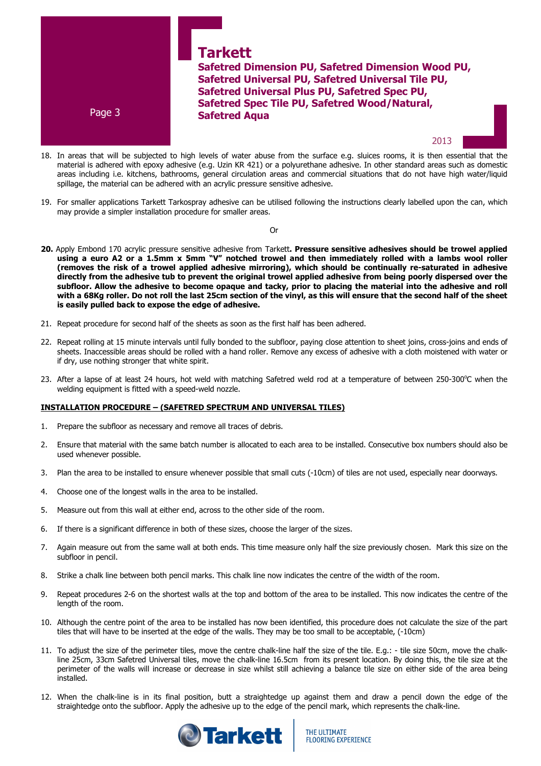18. In areas that will be subjected to high levels of water abuse from the surface e.g. sluices rooms, it is then essential that the material is adhered with epoxy adhesive (e.g. Uzin KR 421) or a polyurethane adhesive. In other standard areas such as domestic areas including i.e. kitchens, bathrooms, general circulation areas and commercial situations that do not have high water/liquid spillage, the material can be adhered with an acrylic pressure sensitive adhesive.

19. For smaller applications Tarkett Tarkospray adhesive can be utilised following the instructions clearly labelled upon the can, which may provide a simpler installation procedure for smaller areas.

Or

**20.** Apply Embond 170 acrylic pressure sensitive adhesive from Tarkett**. Pressure sensitive adhesives should be trowel applied using a euro A2 or a 1.5mm x 5mm "V" notched trowel and then immediately rolled with a lambs wool roller (removes the risk of a trowel applied adhesive mirroring), which should be continually re-saturated in adhesive directly from the adhesive tub to prevent the original trowel applied adhesive from being poorly dispersed over the subfloor. Allow the adhesive to become opaque and tacky, prior to placing the material into the adhesive and roll with a 68Kg roller. Do not roll the last 25cm section of the vinyl, as this will ensure that the second half of the sheet is easily pulled back to expose the edge of adhesive.**

21. Repeat procedure for second half of the sheets as soon as the first half has been adhered.

22. Repeat rolling at 15 minute intervals until fully bonded to the subfloor, paying close attention to sheet joins, cross-joins and ends of sheets. Inaccessible areas should be rolled with a hand roller. Remove any excess of adhesive with a cloth moistened with water or if dry, use nothing stronger that white spirit.

23. After a lapse of at least 24 hours, hot weld with matching Safetred weld rod at a temperature of between 250-300°C when the welding equipment is fitted with a speed-weld nozzle.

**INSTALLATION PROCEDURE – (SAFETRED SPECTRUM AND UNIVERSAL TILES)**

1. Prepare the subfloor as necessary and remove all traces of debris.

2. Ensure that material with the same batch number is allocated to each area to be installed. Consecutive box numbers should also be used whenever possible.

3. Plan the area to be installed to ensure whenever possible that small cuts (-10cm) of tiles are not used, especially near doorways.

4. Choose one of the longest walls in the area to be installed.

5. Measure out from this wall at either end, across to the other side of the room.

6. If there is a significant difference in both of these sizes, choose the larger of the sizes.

7. Again measure out from the same wall at both ends. This time measure only half the size previously chosen. Mark this size on the subfloor in pencil.

8. Strike a chalk line between both pencil marks. This chalk line now indicates the centre of the width of the room.

9. Repeat procedures 2-6 on the shortest walls at the top and bottom of the area to be installed. This now indicates the centre of the length of the room.

10. Although the centre point of the area to be installed has now been identified, this procedure does not calculate the size of the part tiles that will have to be inserted at the edge of the walls. They may be too small to be acceptable, (-10cm)

11. To adjust the size of the perimeter tiles, move the centre chalk-line half the size of the tile. E.g.: - tile size 50cm, move the chalk-line 25cm, 33cm Safetred Universal tiles, move the chalk-line 16.5cm from its present location. By doing this, the tile size at the perimeter of the walls will increase or decrease in size whilst still achieving a balance tile size on either side of the area being installed.

12. When the chalk-line is in its final position, butt a straightedge up against them and draw a pencil down the edge of the straightedge onto the subfloor. Apply the adhesive up to the edge of the pencil mark, which represents the chalk-line.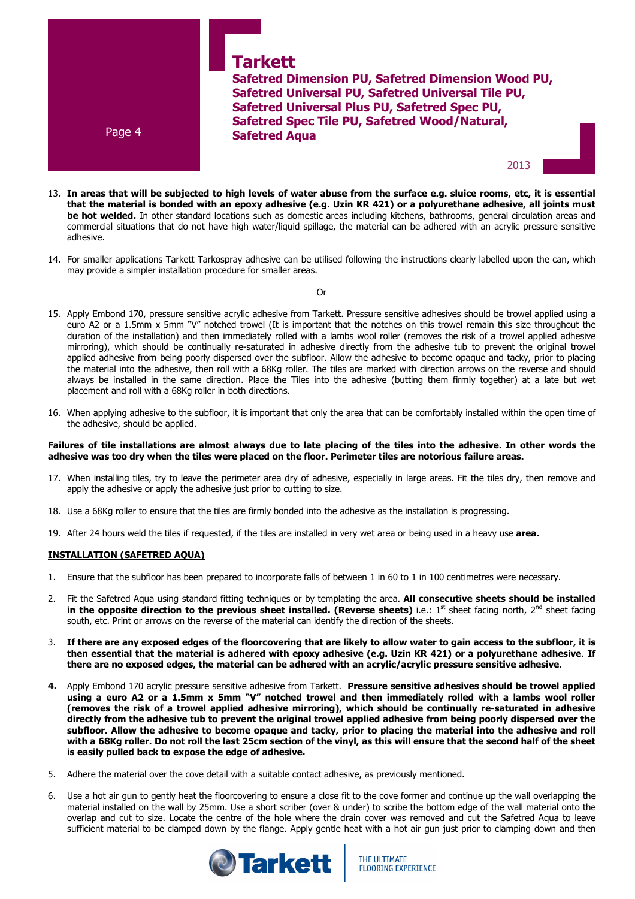13. **In areas that will be subjected to high levels of water abuse from the surface e.g. sluice rooms, etc, it is essential that the material is bonded with an epoxy adhesive (e.g. Uzin KR 421) or a polyurethane adhesive, all joints must be hot welded.** In other standard locations such as domestic areas including kitchens, bathrooms, general circulation areas and commercial situations that do not have high water/liquid spillage, the material can be adhered with an acrylic pressure sensitive adhesive.

14. For smaller applications Tarkett Tarkospray adhesive can be utilised following the instructions clearly labelled upon the can, which may provide a simpler installation procedure for smaller areas.

Or

15. Apply Embond 170, pressure sensitive acrylic adhesive from Tarkett. Pressure sensitive adhesives should be trowel applied using a euro A2 or a 1.5mm x 5mm "V" notched trowel (It is important that the notches on this trowel remain this size throughout the duration of the installation) and then immediately rolled with a lambs wool roller (removes the risk of a trowel applied adhesive mirroring), which should be continually re-saturated in adhesive directly from the adhesive tub to prevent the original trowel applied adhesive from being poorly dispersed over the subfloor. Allow the adhesive to become opaque and tacky, prior to placing the material into the adhesive, then roll with a 68Kg roller. The tiles are marked with direction arrows on the reverse and should always be installed in the same direction. Place the Tiles into the adhesive (butting them firmly together) at a late but wet placement and roll with a 68Kg roller in both directions.

16. When applying adhesive to the subfloor, it is important that only the area that can be comfortably installed within the open time of the adhesive, should be applied.

**Failures of tile installations are almost always due to late placing of the tiles into the adhesive. In other words the adhesive was too dry when the tiles were placed on the floor. Perimeter tiles are notorious failure areas.**

17. When installing tiles, try to leave the perimeter area dry of adhesive, especially in large areas. Fit the tiles dry, then remove and apply the adhesive or apply the adhesive just prior to cutting to size.

18. Use a 68Kg roller to ensure that the tiles are firmly bonded into the adhesive as the installation is progressing.

19. After 24 hours weld the tiles if requested, if the tiles are installed in very wet area or being used in a heavy use **area.**

**INSTALLATION (SAFETRED AQUA)**

1. Ensure that the subfloor has been prepared to incorporate falls of between 1 in 60 to 1 in 100 centimetres were necessary.

2. Fit the Safetred Aqua using standard fitting techniques or by templating the area. **All consecutive sheets should be installed in the opposite direction to the previous sheet installed. (Reverse sheets)** i.e.: 1st sheet facing north, 2nd sheet facing south, etc. Print or arrows on the reverse of the material can identify the direction of the sheets.

3. **If there are any exposed edges of the floorcovering that are likely to allow water to gain access to the subfloor, it is then essential that the material is adhered with epoxy adhesive (e.g. Uzin KR 421) or a polyurethane adhesive**. **If there are no exposed edges, the material can be adhered with an acrylic/acrylic pressure sensitive adhesive.**

4. Apply Embond 170 acrylic pressure sensitive adhesive from Tarkett. **Pressure sensitive adhesives should be trowel applied using a euro A2 or a 1.5mm x 5mm "V" notched trowel and then immediately rolled with a lambs wool roller (removes the risk of a trowel applied adhesive mirroring), which should be continually re-saturated in adhesive directly from the adhesive tub to prevent the original trowel applied adhesive from being poorly dispersed over the subfloor. Allow the adhesive to become opaque and tacky, prior to placing the material into the adhesive and roll with a 68Kg roller. Do not roll the last 25cm section of the vinyl, as this will ensure that the second half of the sheet is easily pulled back to expose the edge of adhesive.**

5. Adhere the material over the cove detail with a suitable contact adhesive, as previously mentioned.

6. Use a hot air gun to gently heat the floorcovering to ensure a close fit to the cove former and continue up the wall overlapping the material installed on the wall by 25mm. Use a short scriber (over & under) to scribe the bottom edge of the wall material onto the overlap and cut to size. Locate the centre of the hole where the drain cover was removed and cut the Safetred Aqua to leave sufficient material to be clamped down by the flange. Apply gentle heat with a hot air gun just prior to clamping down and then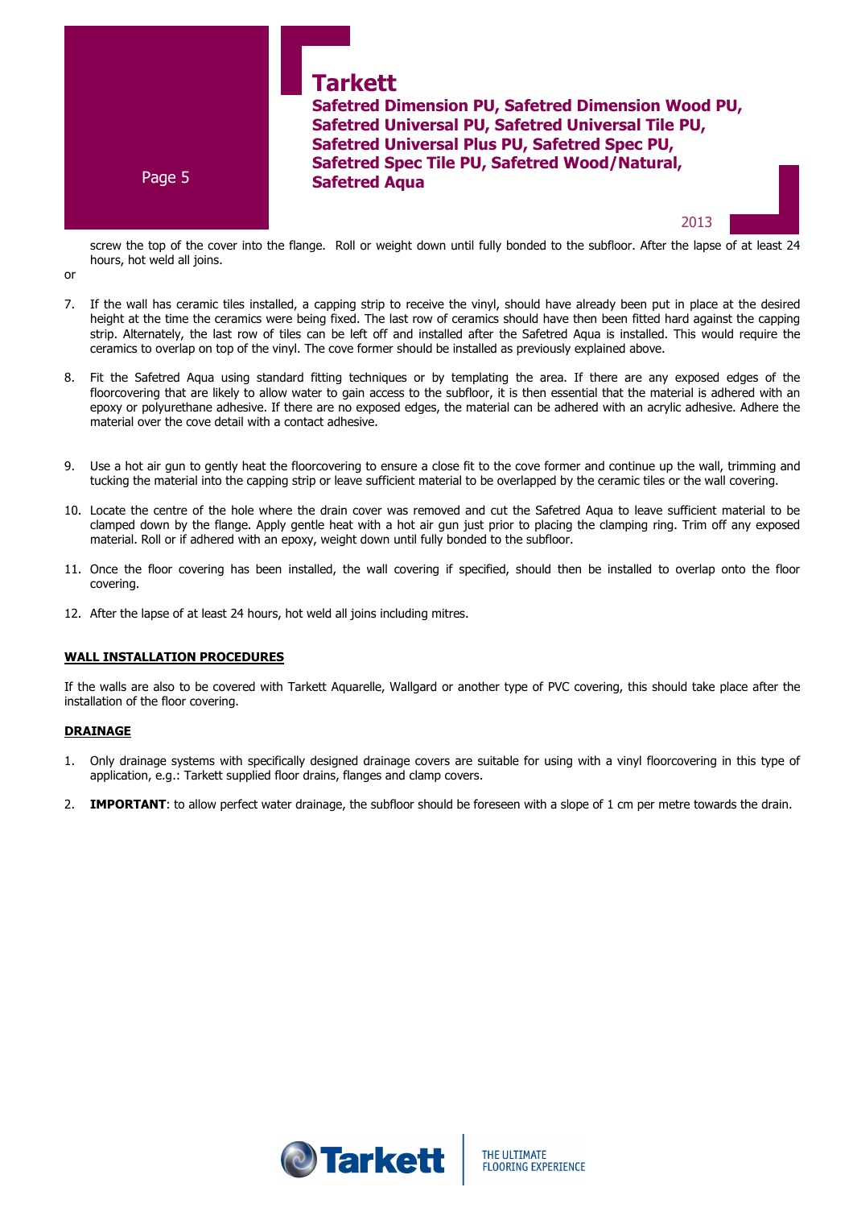screw the top of the cover into the flange. Roll or weight down until fully bonded to the subfloor. After the lapse of at least 24 hours, hot weld all joins.

or

7. If the wall has ceramic tiles installed, a capping strip to receive the vinyl, should have already been put in place at the desired height at the time the ceramics were being fixed. The last row of ceramics should have then been fitted hard against the capping strip. Alternately, the last row of tiles can be left off and installed after the Safetred Aqua is installed. This would require the ceramics to overlap on top of the vinyl. The cove former should be installed as previously explained above.

8. Fit the Safetred Aqua using standard fitting techniques or by templating the area. If there are any exposed edges of the floorcovering that are likely to allow water to gain access to the subfloor, it is then essential that the material is adhered with an epoxy or polyurethane adhesive. If there are no exposed edges, the material can be adhered with an acrylic adhesive. Adhere the material over the cove detail with a contact adhesive.

9. Use a hot air gun to gently heat the floorcovering to ensure a close fit to the cove former and continue up the wall, trimming and tucking the material into the capping strip or leave sufficient material to be overlapped by the ceramic tiles or the wall covering.

10. Locate the centre of the hole where the drain cover was removed and cut the Safetred Aqua to leave sufficient material to be clamped down by the flange. Apply gentle heat with a hot air gun just prior to placing the clamping ring. Trim off any exposed material. Roll or if adhered with an epoxy, weight down until fully bonded to the subfloor.

11. Once the floor covering has been installed, the wall covering if specified, should then be installed to overlap onto the floor covering.

12. After the lapse of at least 24 hours, hot weld all joins including mitres.

## WALL INSTALLATION PROCEDURES

If the walls are also to be covered with Tarkett Aquarelle, Wallgard or another type of PVC covering, this should take place after the installation of the floor covering.

## DRAINAGE

1. Only drainage systems with specifically designed drainage covers are suitable for using with a vinyl floorcovering in this type of application, e.g.: Tarkett supplied floor drains, flanges and clamp covers.

2. **IMPORTANT**: to allow perfect water drainage, the subfloor should be foreseen with a slope of 1 cm per metre towards the drain.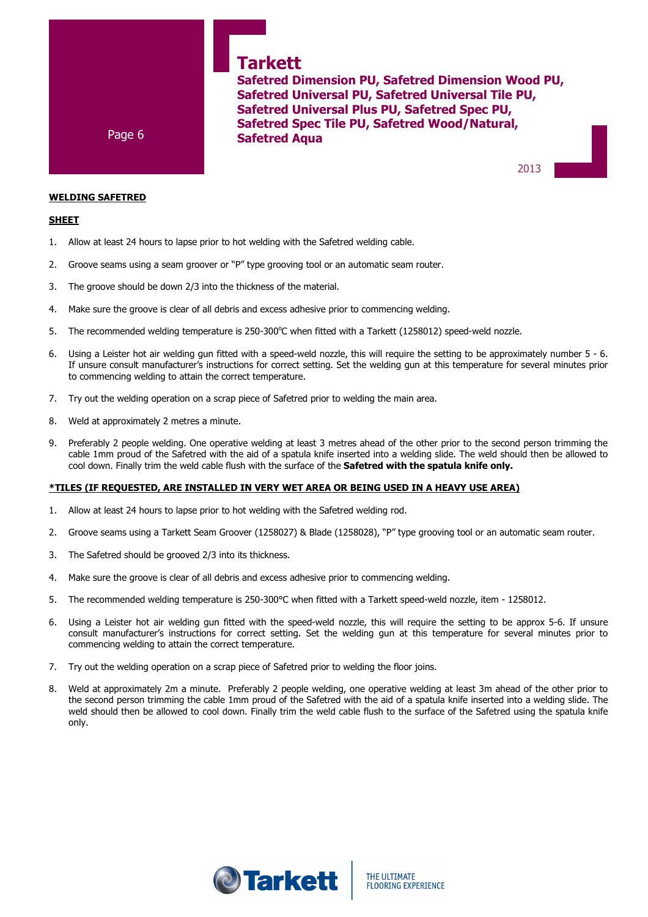**WELDING SAFETRED**

**SHEET**

1. Allow at least 24 hours to lapse prior to hot welding with the Safetred welding cable.
2. Groove seams using a seam groover or "P" type grooving tool or an automatic seam router.
3. The groove should be down 2/3 into the thickness of the material.
4. Make sure the groove is clear of all debris and excess adhesive prior to commencing welding.
5. The recommended welding temperature is 250-300°C when fitted with a Tarkett (1258012) speed-weld nozzle.
6. Using a Leister hot air welding gun fitted with a speed-weld nozzle, this will require the setting to be approximately number 5 - 6. If unsure consult manufacturer's instructions for correct setting. Set the welding gun at this temperature for several minutes prior to commencing welding to attain the correct temperature.
7. Try out the welding operation on a scrap piece of Safetred prior to welding the main area.
8. Weld at approximately 2 metres a minute.
9. Preferably 2 people welding. One operative welding at least 3 metres ahead of the other prior to the second person trimming the cable 1mm proud of the Safetred with the aid of a spatula knife inserted into a welding slide. The weld should then be allowed to cool down. Finally trim the weld cable flush with the surface of the **Safetred with the spatula knife only.**

**\*TILES (IF REQUESTED, ARE INSTALLED IN VERY WET AREA OR BEING USED IN A HEAVY USE AREA)**

1. Allow at least 24 hours to lapse prior to hot welding with the Safetred welding rod.
2. Groove seams using a Tarkett Seam Groover (1258027) & Blade (1258028), "P" type grooving tool or an automatic seam router.
3. The Safetred should be grooved 2/3 into its thickness.
4. Make sure the groove is clear of all debris and excess adhesive prior to commencing welding.
5. The recommended welding temperature is 250-300°C when fitted with a Tarkett speed-weld nozzle, item - 1258012.
6. Using a Leister hot air welding gun fitted with the speed-weld nozzle, this will require the setting to be approx 5-6. If unsure consult manufacturer's instructions for correct setting. Set the welding gun at this temperature for several minutes prior to commencing welding to attain the correct temperature.
7. Try out the welding operation on a scrap piece of Safetred prior to welding the floor joins.
8. Weld at approximately 2m a minute. Preferably 2 people welding, one operative welding at least 3m ahead of the other prior to the second person trimming the cable 1mm proud of the Safetred with the aid of a spatula knife inserted into a welding slide. The weld should then be allowed to cool down. Finally trim the weld cable flush to the surface of the Safetred using the spatula knife only.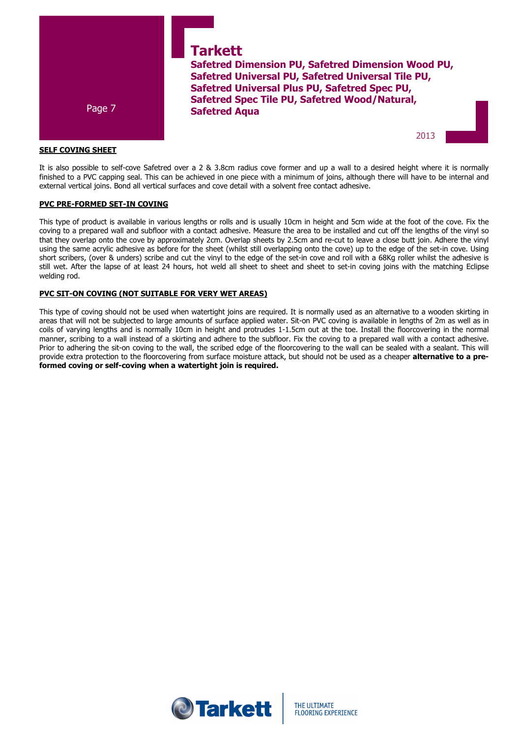## SELF COVING SHEET

It is also possible to self-cove Safetred over a 2 & 3.8cm radius cove former and up a wall to a desired height where it is normally finished to a PVC capping seal. This can be achieved in one piece with a minimum of joins, although there will have to be internal and external vertical joins. Bond all vertical surfaces and cove detail with a solvent free contact adhesive.

## PVC PRE-FORMED SET-IN COVING

This type of product is available in various lengths or rolls and is usually 10cm in height and 5cm wide at the foot of the cove. Fix the coving to a prepared wall and subfloor with a contact adhesive. Measure the area to be installed and cut off the lengths of the vinyl so that they overlap onto the cove by approximately 2cm. Overlap sheets by 2.5cm and re-cut to leave a close butt join. Adhere the vinyl using the same acrylic adhesive as before for the sheet (whilst still overlapping onto the cove) up to the edge of the set-in cove. Using short scribers, (over & unders) scribe and cut the vinyl to the edge of the set-in cove and roll with a 68Kg roller whilst the adhesive is still wet. After the lapse of at least 24 hours, hot weld all sheet to sheet and sheet to set-in coving joins with the matching Eclipse welding rod.

## PVC SIT-ON COVING (NOT SUITABLE FOR VERY WET AREAS)

This type of coving should not be used when watertight joins are required. It is normally used as an alternative to a wooden skirting in areas that will not be subjected to large amounts of surface applied water. Sit-on PVC coving is available in lengths of 2m as well as in coils of varying lengths and is normally 10cm in height and protrudes 1-1.5cm out at the toe. Install the floorcovering in the normal manner, scribing to a wall instead of a skirting and adhere to the subfloor. Fix the coving to a prepared wall with a contact adhesive. Prior to adhering the sit-on coving to the wall, the scribed edge of the floorcovering to the wall can be sealed with a sealant. This will provide extra protection to the floorcovering from surface moisture attack, but should not be used as a cheaper **alternative to a pre-formed coving or self-coving when a watertight join is required.**